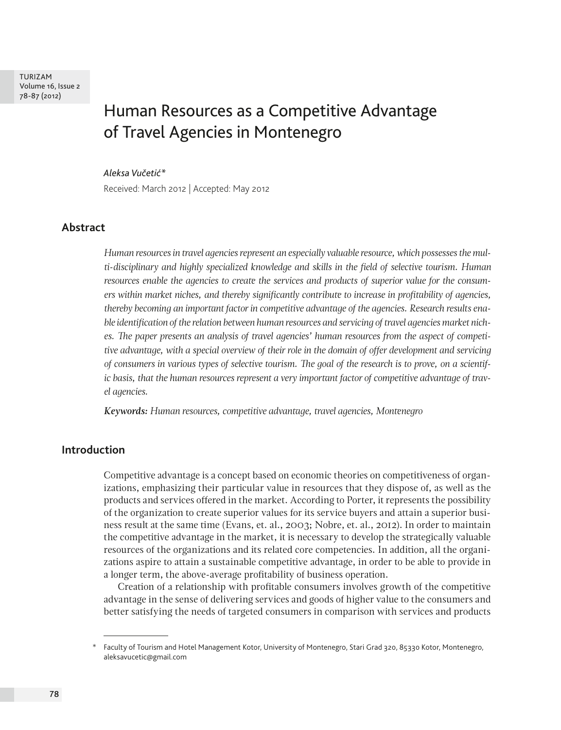# Human Resources as a Competitive Advantage of Travel Agencies in Montenegro

*Aleksa Vučetić**

Received: March 2012 | Accepted: May 2012

## Abstract

*Human resources in travel agencies represent an especially valuable resource, which possesses the multi-disciplinary and highly specialized knowledge and skills in the field of selective tourism. Human resources enable the agencies to create the services and products of superior value for the consumers within market niches, and thereby significantly contribute to increase in profitability of agencies, thereby becoming an important factor in competitive advantage of the agencies. Research results enable identification of the relation between human resources and servicing of travel agencies market niches. The paper presents an analysis of travel agencies' human resources from the aspect of competitive advantage, with a special overview of their role in the domain of offer development and servicing of consumers in various types of selective tourism. The goal of the research is to prove, on a scientific basis, that the human resources represent a very important factor of competitive advantage of travel agencies.*

***Keywords:*** *Human resources, competitive advantage, travel agencies, Montenegro*

## Introduction

Competitive advantage is a concept based on economic theories on competitiveness of organizations, emphasizing their particular value in resources that they dispose of, as well as the products and services offered in the market. According to Porter, it represents the possibility of the organization to create superior values for its service buyers and attain a superior business result at the same time (Evans, et. al., 2003; Nobre, et. al., 2012). In order to maintain the competitive advantage in the market, it is necessary to develop the strategically valuable resources of the organizations and its related core competencies. In addition, all the organizations aspire to attain a sustainable competitive advantage, in order to be able to provide in a longer term, the above-average profitability of business operation.

Creation of a relationship with profitable consumers involves growth of the competitive advantage in the sense of delivering services and goods of higher value to the consumers and better satisfying the needs of targeted consumers in comparison with services and products

---

\* Faculty of Tourism and Hotel Management Kotor, University of Montenegro, Stari Grad 320, 85330 Kotor, Montenegro, aleksavucetic@gmail.com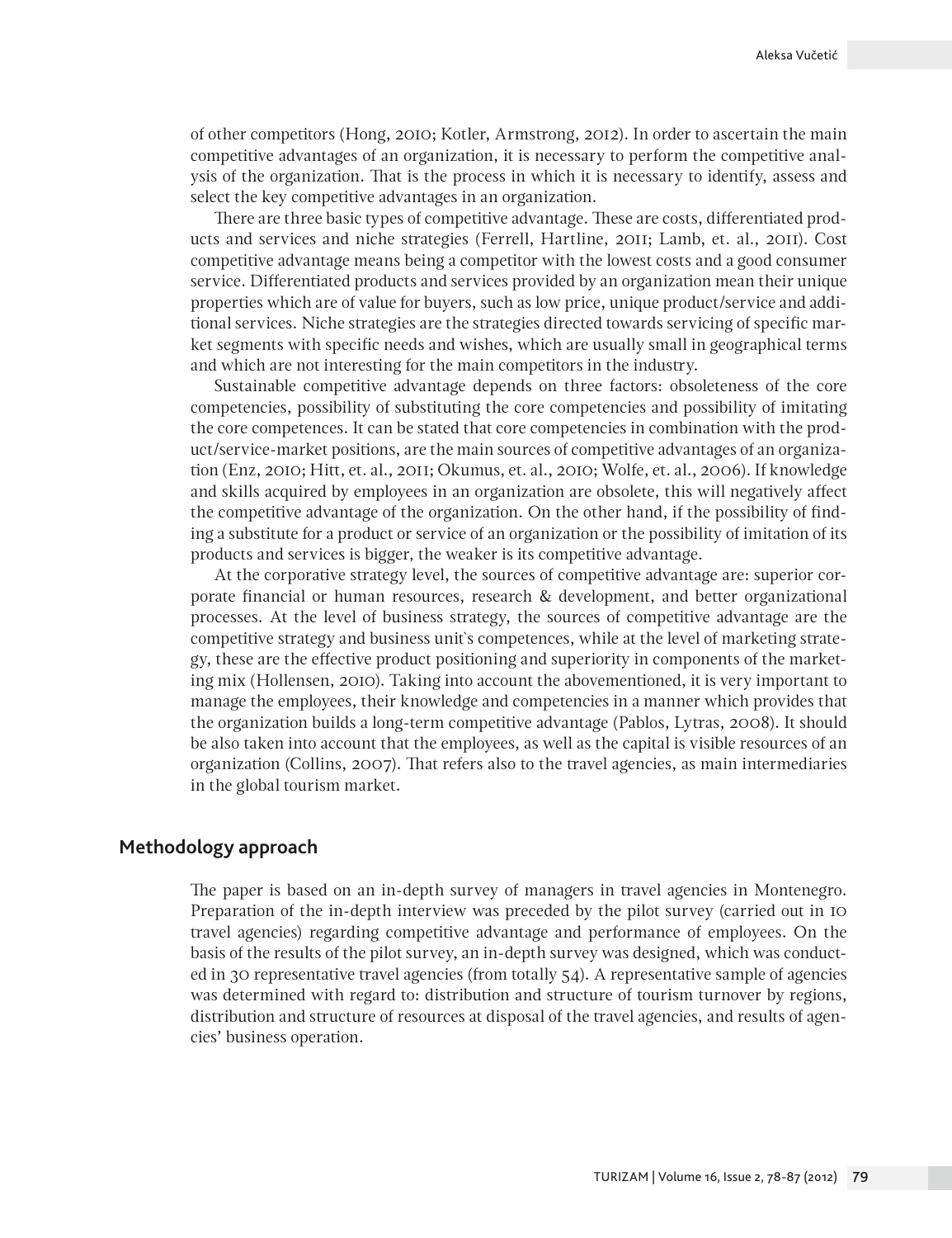of other competitors (Hong, 2010; Kotler, Armstrong, 2012). In order to ascertain the main competitive advantages of an organization, it is necessary to perform the competitive analysis of the organization. That is the process in which it is necessary to identify, assess and select the key competitive advantages in an organization.

There are three basic types of competitive advantage. These are costs, differentiated products and services and niche strategies (Ferrell, Hartline, 2011; Lamb, et. al., 2011). Cost competitive advantage means being a competitor with the lowest costs and a good consumer service. Differentiated products and services provided by an organization mean their unique properties which are of value for buyers, such as low price, unique product/service and additional services. Niche strategies are the strategies directed towards servicing of specific market segments with specific needs and wishes, which are usually small in geographical terms and which are not interesting for the main competitors in the industry.

Sustainable competitive advantage depends on three factors: obsoleteness of the core competencies, possibility of substituting the core competencies and possibility of imitating the core competences. It can be stated that core competencies in combination with the product/service-market positions, are the main sources of competitive advantages of an organization (Enz, 2010; Hitt, et. al., 2011; Okumus, et. al., 2010; Wolfe, et. al., 2006). If knowledge and skills acquired by employees in an organization are obsolete, this will negatively affect the competitive advantage of the organization. On the other hand, if the possibility of finding a substitute for a product or service of an organization or the possibility of imitation of its products and services is bigger, the weaker is its competitive advantage.

At the corporative strategy level, the sources of competitive advantage are: superior corporate financial or human resources, research & development, and better organizational processes. At the level of business strategy, the sources of competitive advantage are the competitive strategy and business unit`s competences, while at the level of marketing strategy, these are the effective product positioning and superiority in components of the marketing mix (Hollensen, 2010). Taking into account the abovementioned, it is very important to manage the employees, their knowledge and competencies in a manner which provides that the organization builds a long-term competitive advantage (Pablos, Lytras, 2008). It should be also taken into account that the employees, as well as the capital is visible resources of an organization (Collins, 2007). That refers also to the travel agencies, as main intermediaries in the global tourism market.

## Methodology approach

The paper is based on an in-depth survey of managers in travel agencies in Montenegro. Preparation of the in-depth interview was preceded by the pilot survey (carried out in 10 travel agencies) regarding competitive advantage and performance of employees. On the basis of the results of the pilot survey, an in-depth survey was designed, which was conducted in 30 representative travel agencies (from totally 54). A representative sample of agencies was determined with regard to: distribution and structure of tourism turnover by regions, distribution and structure of resources at disposal of the travel agencies, and results of agencies' business operation.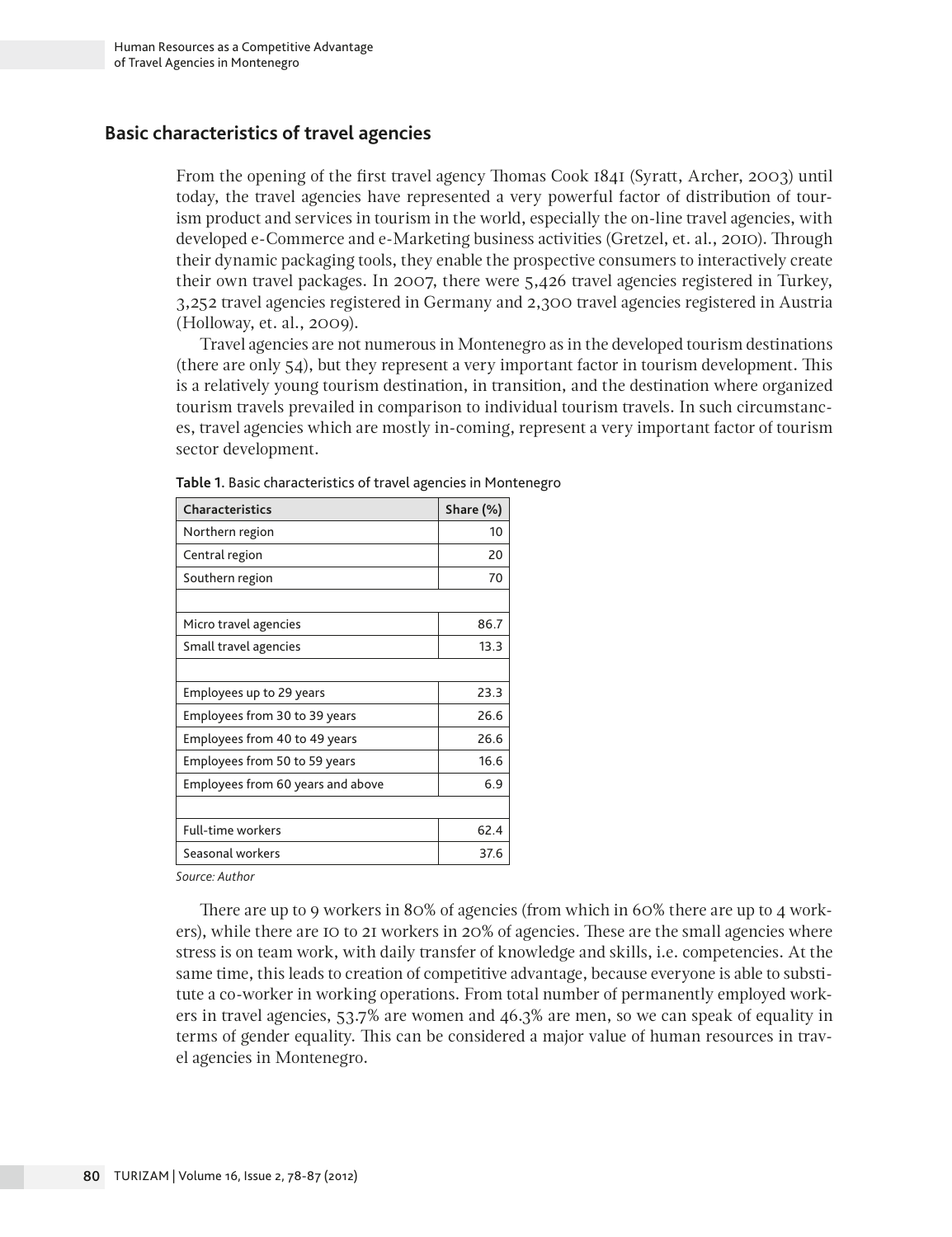## Basic characteristics of travel agencies

From the opening of the first travel agency Thomas Cook 1841 (Syratt, Archer, 2003) until today, the travel agencies have represented a very powerful factor of distribution of tourism product and services in tourism in the world, especially the on-line travel agencies, with developed e-Commerce and e-Marketing business activities (Gretzel, et. al., 2010). Through their dynamic packaging tools, they enable the prospective consumers to interactively create their own travel packages. In 2007, there were 5,426 travel agencies registered in Turkey, 3,252 travel agencies registered in Germany and 2,300 travel agencies registered in Austria (Holloway, et. al., 2009).

Travel agencies are not numerous in Montenegro as in the developed tourism destinations (there are only 54), but they represent a very important factor in tourism development. This is a relatively young tourism destination, in transition, and the destination where organized tourism travels prevailed in comparison to individual tourism travels. In such circumstances, travel agencies which are mostly in-coming, represent a very important factor of tourism sector development.

**Table 1.** Basic characteristics of travel agencies in Montenegro

| Characteristics | Share (%) |
|---|---|
| Northern region | 10 |
| Central region | 20 |
| Southern region | 70 |
| | |
| Micro travel agencies | 86.7 |
| Small travel agencies | 13.3 |
| | |
| Employees up to 29 years | 23.3 |
| Employees from 30 to 39 years | 26.6 |
| Employees from 40 to 49 years | 26.6 |
| Employees from 50 to 59 years | 16.6 |
| Employees from 60 years and above | 6.9 |
| | |
| Full-time workers | 62.4 |
| Seasonal workers | 37.6 |

*Source: Author*

There are up to 9 workers in 80% of agencies (from which in 60% there are up to 4 workers), while there are 10 to 21 workers in 20% of agencies. These are the small agencies where stress is on team work, with daily transfer of knowledge and skills, i.e. competencies. At the same time, this leads to creation of competitive advantage, because everyone is able to substitute a co-worker in working operations. From total number of permanently employed workers in travel agencies, 53.7% are women and 46.3% are men, so we can speak of equality in terms of gender equality. This can be considered a major value of human resources in travel agencies in Montenegro.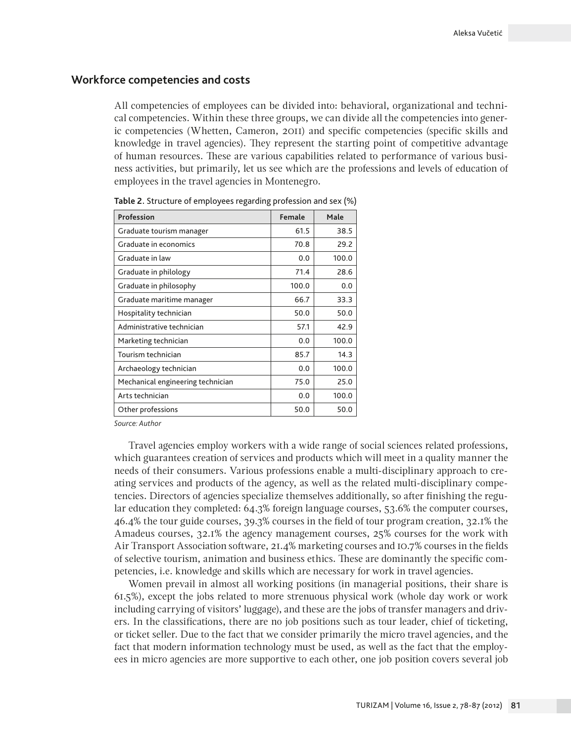## Workforce competencies and costs

All competencies of employees can be divided into: behavioral, organizational and technical competencies. Within these three groups, we can divide all the competencies into generic competencies (Whetten, Cameron, 2011) and specific competencies (specific skills and knowledge in travel agencies). They represent the starting point of competitive advantage of human resources. These are various capabilities related to performance of various business activities, but primarily, let us see which are the professions and levels of education of employees in the travel agencies in Montenegro.

**Table 2**. Structure of employees regarding profession and sex (%)

| Profession | Female | Male |
|---|---|---|
| Graduate tourism manager | 61.5 | 38.5 |
| Graduate in economics | 70.8 | 29.2 |
| Graduate in law | 0.0 | 100.0 |
| Graduate in philology | 71.4 | 28.6 |
| Graduate in philosophy | 100.0 | 0.0 |
| Graduate maritime manager | 66.7 | 33.3 |
| Hospitality technician | 50.0 | 50.0 |
| Administrative technician | 57.1 | 42.9 |
| Marketing technician | 0.0 | 100.0 |
| Tourism technician | 85.7 | 14.3 |
| Archaeology technician | 0.0 | 100.0 |
| Mechanical engineering technician | 75.0 | 25.0 |
| Arts technician | 0.0 | 100.0 |
| Other professions | 50.0 | 50.0 |

*Source: Author*

Travel agencies employ workers with a wide range of social sciences related professions, which guarantees creation of services and products which will meet in a quality manner the needs of their consumers. Various professions enable a multi-disciplinary approach to creating services and products of the agency, as well as the related multi-disciplinary competencies. Directors of agencies specialize themselves additionally, so after finishing the regular education they completed: 64.3% foreign language courses, 53.6% the computer courses, 46.4% the tour guide courses, 39.3% courses in the field of tour program creation, 32.1% the Amadeus courses, 32.1% the agency management courses, 25% courses for the work with Air Transport Association software, 21.4% marketing courses and 10.7% courses in the fields of selective tourism, animation and business ethics. These are dominantly the specific competencies, i.e. knowledge and skills which are necessary for work in travel agencies.

Women prevail in almost all working positions (in managerial positions, their share is 61.5%), except the jobs related to more strenuous physical work (whole day work or work including carrying of visitors' luggage), and these are the jobs of transfer managers and drivers. In the classifications, there are no job positions such as tour leader, chief of ticketing, or ticket seller. Due to the fact that we consider primarily the micro travel agencies, and the fact that modern information technology must be used, as well as the fact that the employees in micro agencies are more supportive to each other, one job position covers several job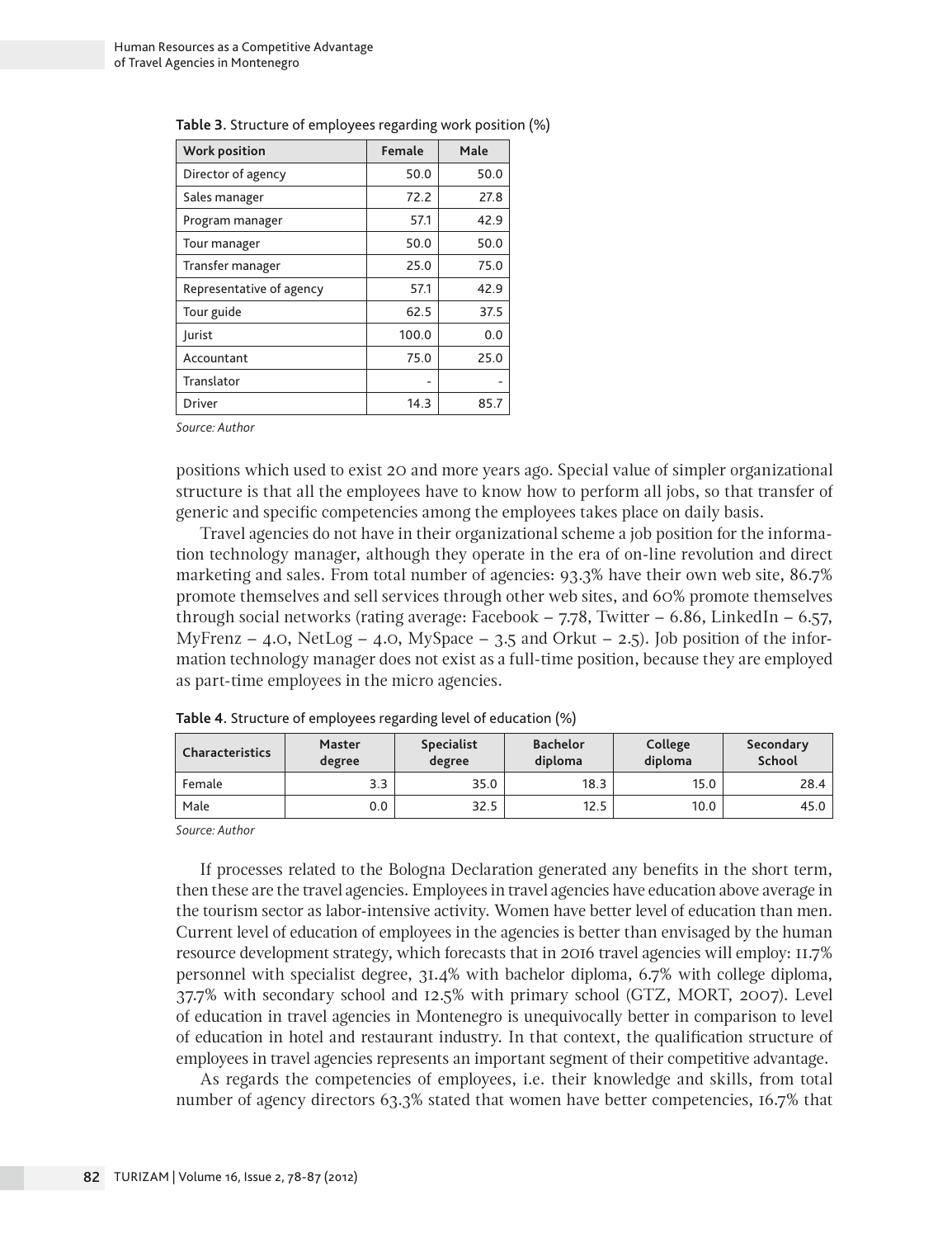**Table 3**. Structure of employees regarding work position (%)

| Work position | Female | Male |
|---|---|---|
| Director of agency | 50.0 | 50.0 |
| Sales manager | 72.2 | 27.8 |
| Program manager | 57.1 | 42.9 |
| Tour manager | 50.0 | 50.0 |
| Transfer manager | 25.0 | 75.0 |
| Representative of agency | 57.1 | 42.9 |
| Tour guide | 62.5 | 37.5 |
| Jurist | 100.0 | 0.0 |
| Accountant | 75.0 | 25.0 |
| Translator | - | - |
| Driver | 14.3 | 85.7 |

*Source: Author*

positions which used to exist 20 and more years ago. Special value of simpler organizational structure is that all the employees have to know how to perform all jobs, so that transfer of generic and specific competencies among the employees takes place on daily basis.

Travel agencies do not have in their organizational scheme a job position for the information technology manager, although they operate in the era of on-line revolution and direct marketing and sales. From total number of agencies: 93.3% have their own web site, 86.7% promote themselves and sell services through other web sites, and 60% promote themselves through social networks (rating average: Facebook – 7.78, Twitter – 6.86, LinkedIn – 6.57, MyFrenz – 4.0, NetLog – 4.0, MySpace – 3.5 and Orkut – 2.5). Job position of the information technology manager does not exist as a full-time position, because they are employed as part-time employees in the micro agencies.

**Table 4**. Structure of employees regarding level of education (%)

| Characteristics | Master degree | Specialist degree | Bachelor diploma | College diploma | Secondary School |
|---|---|---|---|---|---|
| Female | 3.3 | 35.0 | 18.3 | 15.0 | 28.4 |
| Male | 0.0 | 32.5 | 12.5 | 10.0 | 45.0 |

*Source: Author*

If processes related to the Bologna Declaration generated any benefits in the short term, then these are the travel agencies. Employees in travel agencies have education above average in the tourism sector as labor-intensive activity. Women have better level of education than men. Current level of education of employees in the agencies is better than envisaged by the human resource development strategy, which forecasts that in 2016 travel agencies will employ: 11.7% personnel with specialist degree, 31.4% with bachelor diploma, 6.7% with college diploma, 37.7% with secondary school and 12.5% with primary school (GTZ, MORT, 2007). Level of education in travel agencies in Montenegro is unequivocally better in comparison to level of education in hotel and restaurant industry. In that context, the qualification structure of employees in travel agencies represents an important segment of their competitive advantage.

As regards the competencies of employees, i.e. their knowledge and skills, from total number of agency directors 63.3% stated that women have better competencies, 16.7% that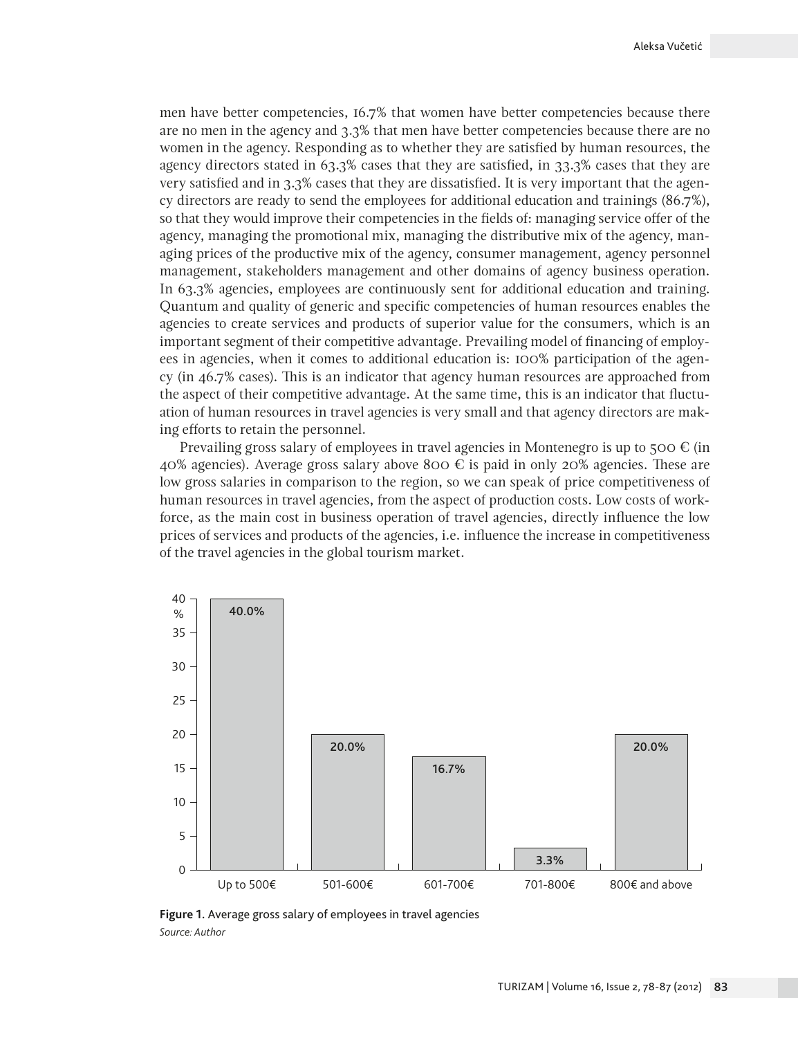men have better competencies, 16.7% that women have better competencies because there are no men in the agency and 3.3% that men have better competencies because there are no women in the agency. Responding as to whether they are satisfied by human resources, the agency directors stated in 63.3% cases that they are satisfied, in 33.3% cases that they are very satisfied and in 3.3% cases that they are dissatisfied. It is very important that the agency directors are ready to send the employees for additional education and trainings (86.7%), so that they would improve their competencies in the fields of: managing service offer of the agency, managing the promotional mix, managing the distributive mix of the agency, managing prices of the productive mix of the agency, consumer management, agency personnel management, stakeholders management and other domains of agency business operation. In 63.3% agencies, employees are continuously sent for additional education and training. Quantum and quality of generic and specific competencies of human resources enables the agencies to create services and products of superior value for the consumers, which is an important segment of their competitive advantage. Prevailing model of financing of employees in agencies, when it comes to additional education is: 100% participation of the agency (in 46.7% cases). This is an indicator that agency human resources are approached from the aspect of their competitive advantage. At the same time, this is an indicator that fluctuation of human resources in travel agencies is very small and that agency directors are making efforts to retain the personnel.

Prevailing gross salary of employees in travel agencies in Montenegro is up to 500 € (in 40% agencies). Average gross salary above 800 € is paid in only 20% agencies. These are low gross salaries in comparison to the region, so we can speak of price competitiveness of human resources in travel agencies, from the aspect of production costs. Low costs of workforce, as the main cost in business operation of travel agencies, directly influence the low prices of services and products of the agencies, i.e. influence the increase in competitiveness of the travel agencies in the global tourism market.

| Average gross salary | % |
| --- | --- |
| Up to 500€ | 40.0% |
| 501-600€ | 20.0% |
| 601-700€ | 16.7% |
| 701-800€ | 3.3% |
| 800€ and above | 20.0% |

**Figure 1.** Average gross salary of employees in travel agencies
*Source: Author*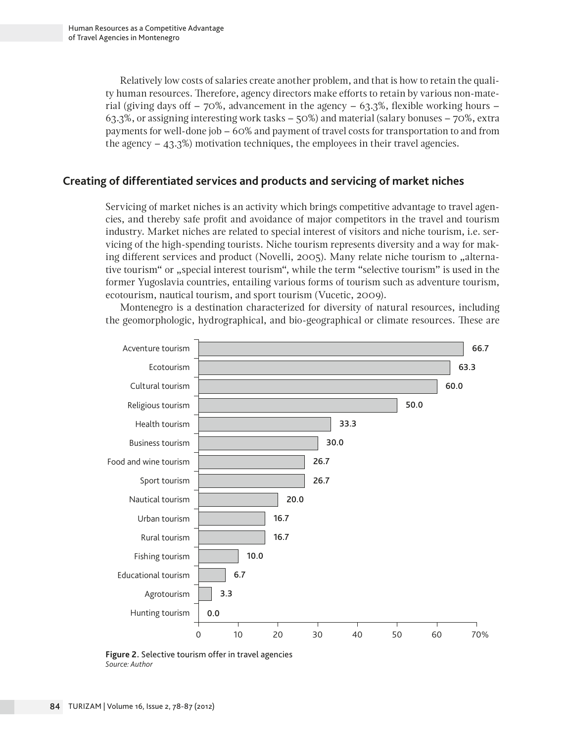Relatively low costs of salaries create another problem, and that is how to retain the quality human resources. Therefore, agency directors make efforts to retain by various non-material (giving days off – 70%, advancement in the agency – 63.3%, flexible working hours – 63.3%, or assigning interesting work tasks – 50%) and material (salary bonuses – 70%, extra payments for well-done job – 60% and payment of travel costs for transportation to and from the agency – 43.3%) motivation techniques, the employees in their travel agencies.

## Creating of differentiated services and products and servicing of market niches

Servicing of market niches is an activity which brings competitive advantage to travel agencies, and thereby safe profit and avoidance of major competitors in the travel and tourism industry. Market niches are related to special interest of visitors and niche tourism, i.e. servicing of the high-spending tourists. Niche tourism represents diversity and a way for making different services and product (Novelli, 2005). Many relate niche tourism to „alternative tourism“ or „special interest tourism“, while the term "selective tourism" is used in the former Yugoslavia countries, entailing various forms of tourism such as adventure tourism, ecotourism, nautical tourism, and sport tourism (Vucetic, 2009).

Montenegro is a destination characterized for diversity of natural resources, including the geomorphologic, hydrographical, and bio-geographical or climate resources. These are

| Type of tourism | % |
|---|---|
| Acventure tourism | 66.7 |
| Ecotourism | 63.3 |
| Cultural tourism | 60.0 |
| Religious tourism | 50.0 |
| Health tourism | 33.3 |
| Business tourism | 30.0 |
| Food and wine tourism | 26.7 |
| Sport tourism | 26.7 |
| Nautical tourism | 20.0 |
| Urban tourism | 16.7 |
| Rural tourism | 16.7 |
| Fishing tourism | 10.0 |
| Educational tourism | 6.7 |
| Agrotourism | 3.3 |
| Hunting tourism | 0.0 |

**Figure 2.** Selective tourism offer in travel agencies
*Source: Author*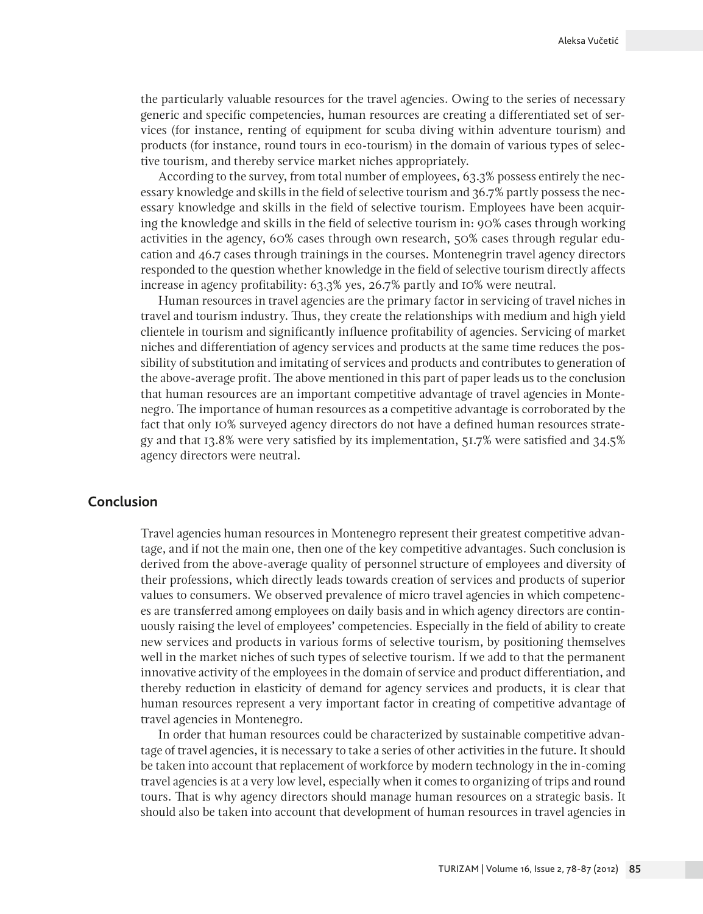the particularly valuable resources for the travel agencies. Owing to the series of necessary generic and specific competencies, human resources are creating a differentiated set of services (for instance, renting of equipment for scuba diving within adventure tourism) and products (for instance, round tours in eco-tourism) in the domain of various types of selective tourism, and thereby service market niches appropriately.

According to the survey, from total number of employees, 63.3% possess entirely the necessary knowledge and skills in the field of selective tourism and 36.7% partly possess the necessary knowledge and skills in the field of selective tourism. Employees have been acquiring the knowledge and skills in the field of selective tourism in: 90% cases through working activities in the agency, 60% cases through own research, 50% cases through regular education and 46.7 cases through trainings in the courses. Montenegrin travel agency directors responded to the question whether knowledge in the field of selective tourism directly affects increase in agency profitability: 63.3% yes, 26.7% partly and 10% were neutral.

Human resources in travel agencies are the primary factor in servicing of travel niches in travel and tourism industry. Thus, they create the relationships with medium and high yield clientele in tourism and significantly influence profitability of agencies. Servicing of market niches and differentiation of agency services and products at the same time reduces the possibility of substitution and imitating of services and products and contributes to generation of the above-average profit. The above mentioned in this part of paper leads us to the conclusion that human resources are an important competitive advantage of travel agencies in Montenegro. The importance of human resources as a competitive advantage is corroborated by the fact that only 10% surveyed agency directors do not have a defined human resources strategy and that 13.8% were very satisfied by its implementation, 51.7% were satisfied and 34.5% agency directors were neutral.

## Conclusion

Travel agencies human resources in Montenegro represent their greatest competitive advantage, and if not the main one, then one of the key competitive advantages. Such conclusion is derived from the above-average quality of personnel structure of employees and diversity of their professions, which directly leads towards creation of services and products of superior values to consumers. We observed prevalence of micro travel agencies in which competences are transferred among employees on daily basis and in which agency directors are continuously raising the level of employees' competencies. Especially in the field of ability to create new services and products in various forms of selective tourism, by positioning themselves well in the market niches of such types of selective tourism. If we add to that the permanent innovative activity of the employees in the domain of service and product differentiation, and thereby reduction in elasticity of demand for agency services and products, it is clear that human resources represent a very important factor in creating of competitive advantage of travel agencies in Montenegro.

In order that human resources could be characterized by sustainable competitive advantage of travel agencies, it is necessary to take a series of other activities in the future. It should be taken into account that replacement of workforce by modern technology in the in-coming travel agencies is at a very low level, especially when it comes to organizing of trips and round tours. That is why agency directors should manage human resources on a strategic basis. It should also be taken into account that development of human resources in travel agencies in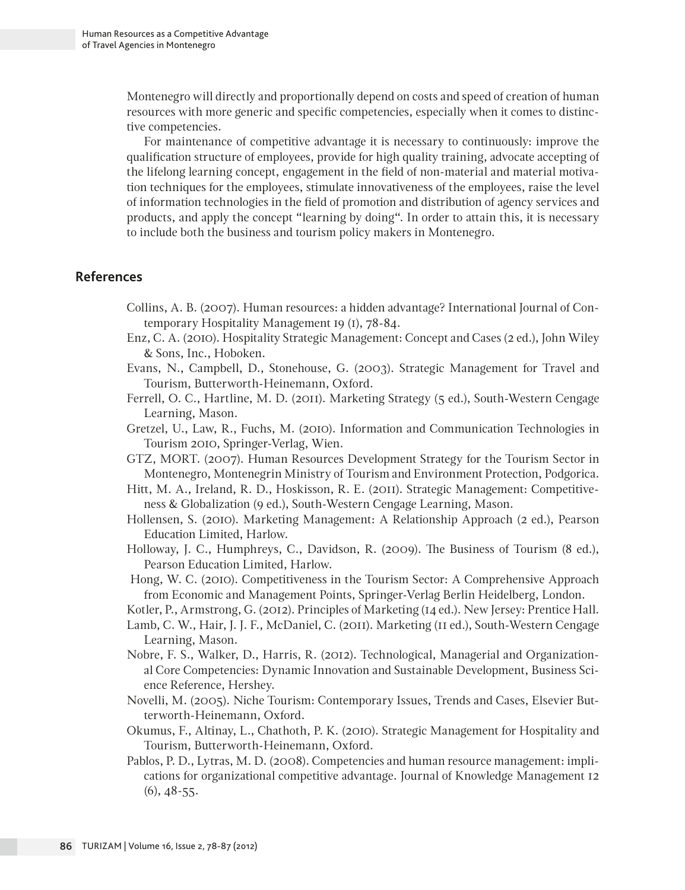Montenegro will directly and proportionally depend on costs and speed of creation of human resources with more generic and specific competencies, especially when it comes to distinctive competencies.

For maintenance of competitive advantage it is necessary to continuously: improve the qualification structure of employees, provide for high quality training, advocate accepting of the lifelong learning concept, engagement in the field of non-material and material motivation techniques for the employees, stimulate innovativeness of the employees, raise the level of information technologies in the field of promotion and distribution of agency services and products, and apply the concept "learning by doing". In order to attain this, it is necessary to include both the business and tourism policy makers in Montenegro.

## References

Collins, A. B. (2007). Human resources: a hidden advantage? International Journal of Contemporary Hospitality Management 19 (1), 78-84.

Enz, C. A. (2010). Hospitality Strategic Management: Concept and Cases (2 ed.), John Wiley & Sons, Inc., Hoboken.

Evans, N., Campbell, D., Stonehouse, G. (2003). Strategic Management for Travel and Tourism, Butterworth-Heinemann, Oxford.

Ferrell, O. C., Hartline, M. D. (2011). Marketing Strategy (5 ed.), South-Western Cengage Learning, Mason.

Gretzel, U., Law, R., Fuchs, M. (2010). Information and Communication Technologies in Tourism 2010, Springer-Verlag, Wien.

GTZ, MORT. (2007). Human Resources Development Strategy for the Tourism Sector in Montenegro, Montenegrin Ministry of Tourism and Environment Protection, Podgorica.

Hitt, M. A., Ireland, R. D., Hoskisson, R. E. (2011). Strategic Management: Competitiveness & Globalization (9 ed.), South-Western Cengage Learning, Mason.

Hollensen, S. (2010). Marketing Management: A Relationship Approach (2 ed.), Pearson Education Limited, Harlow.

Holloway, J. C., Humphreys, C., Davidson, R. (2009). The Business of Tourism (8 ed.), Pearson Education Limited, Harlow.

Hong, W. C. (2010). Competitiveness in the Tourism Sector: A Comprehensive Approach from Economic and Management Points, Springer-Verlag Berlin Heidelberg, London.

Kotler, P., Armstrong, G. (2012). Principles of Marketing (14 ed.). New Jersey: Prentice Hall.

Lamb, C. W., Hair, J. J. F., McDaniel, C. (2011). Marketing (11 ed.), South-Western Cengage Learning, Mason.

Nobre, F. S., Walker, D., Harris, R. (2012). Technological, Managerial and Organizational Core Competencies: Dynamic Innovation and Sustainable Development, Business Science Reference, Hershey.

Novelli, M. (2005). Niche Tourism: Contemporary Issues, Trends and Cases, Elsevier Butterworth-Heinemann, Oxford.

Okumus, F., Altinay, L., Chathoth, P. K. (2010). Strategic Management for Hospitality and Tourism, Butterworth-Heinemann, Oxford.

Pablos, P. D., Lytras, M. D. (2008). Competencies and human resource management: implications for organizational competitive advantage. Journal of Knowledge Management 12 (6), 48-55.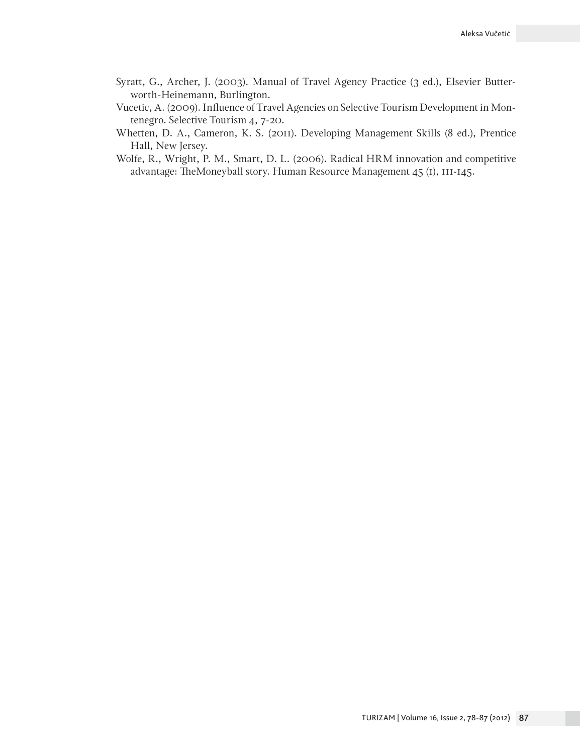Syratt, G., Archer, J. (2003). Manual of Travel Agency Practice (3 ed.), Elsevier Butterworth-Heinemann, Burlington.

Vucetic, A. (2009). Influence of Travel Agencies on Selective Tourism Development in Montenegro. Selective Tourism 4, 7-20.

Whetten, D. A., Cameron, K. S. (2011). Developing Management Skills (8 ed.), Prentice Hall, New Jersey.

Wolfe, R., Wright, P. M., Smart, D. L. (2006). Radical HRM innovation and competitive advantage: TheMoneyball story. Human Resource Management 45 (1), 111-145.